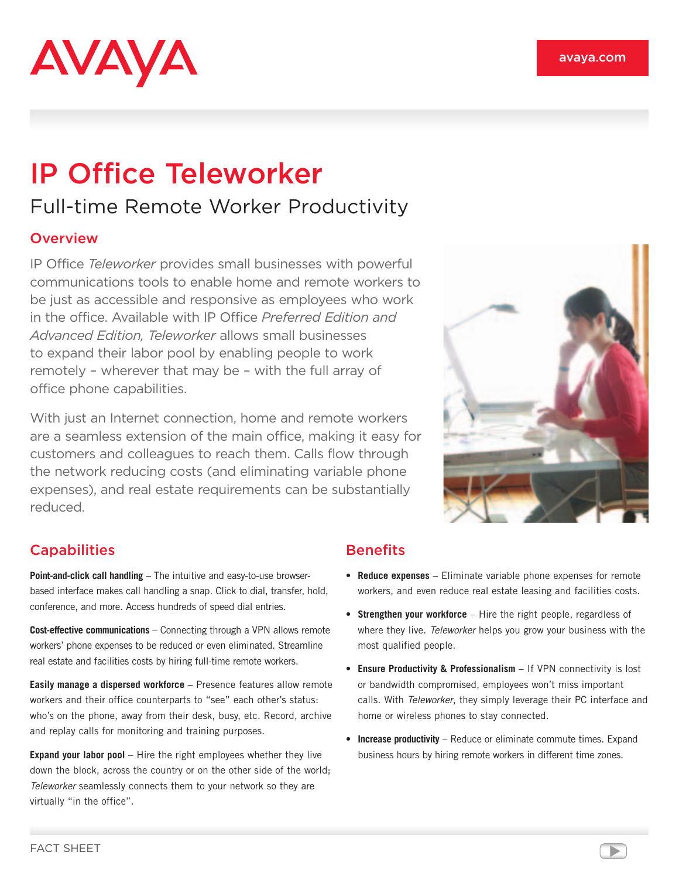# IP Office Teleworker

## Full-time Remote Worker Productivity

### Overview

IP Office *Teleworker* provides small businesses with powerful communications tools to enable home and remote workers to be just as accessible and responsive as employees who work in the office. Available with IP Office *Preferred Edition and Advanced Edition, Teleworker* allows small businesses to expand their labor pool by enabling people to work remotely – wherever that may be – with the full array of office phone capabilities.

With just an Internet connection, home and remote workers are a seamless extension of the main office, making it easy for customers and colleagues to reach them. Calls flow through the network reducing costs (and eliminating variable phone expenses), and real estate requirements can be substantially reduced.

### Capabilities

**Point-and-click call handling** – The intuitive and easy-to-use browser-based interface makes call handling a snap. Click to dial, transfer, hold, conference, and more. Access hundreds of speed dial entries.

**Cost-effective communications** – Connecting through a VPN allows remote workers' phone expenses to be reduced or even eliminated. Streamline real estate and facilities costs by hiring full-time remote workers.

**Easily manage a dispersed workforce** – Presence features allow remote workers and their office counterparts to "see" each other's status: who's on the phone, away from their desk, busy, etc. Record, archive and replay calls for monitoring and training purposes.

**Expand your labor pool** – Hire the right employees whether they live down the block, across the country or on the other side of the world; *Teleworker* seamlessly connects them to your network so they are virtually "in the office".

### Benefits

- **Reduce expenses** – Eliminate variable phone expenses for remote workers, and even reduce real estate leasing and facilities costs.
- **Strengthen your workforce** – Hire the right people, regardless of where they live. *Teleworker* helps you grow your business with the most qualified people.
- **Ensure Productivity & Professionalism** – If VPN connectivity is lost or bandwidth compromised, employees won't miss important calls. With *Teleworker*, they simply leverage their PC interface and home or wireless phones to stay connected.
- **Increase productivity** – Reduce or eliminate commute times. Expand business hours by hiring remote workers in different time zones.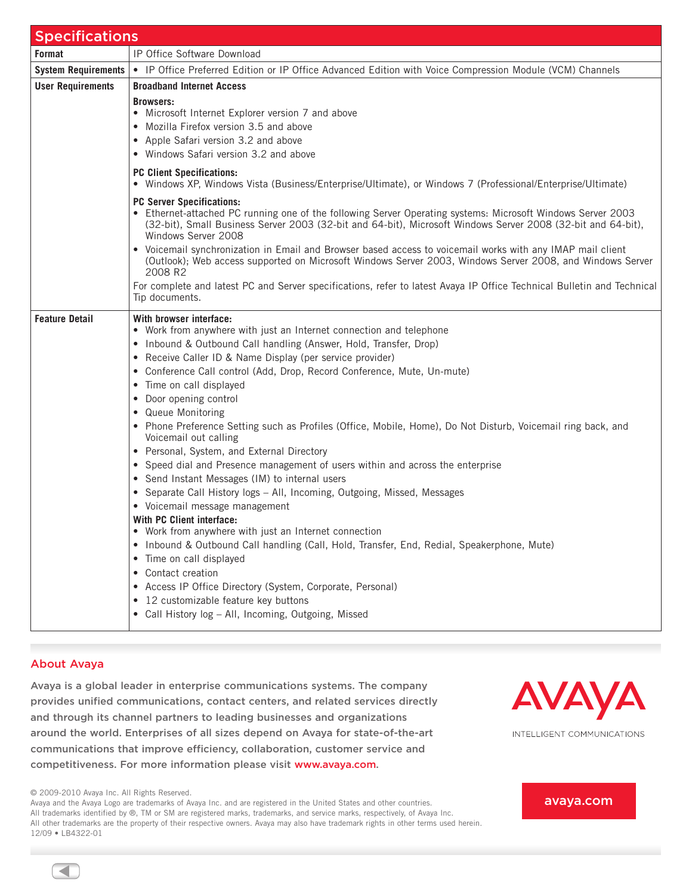## Specifications

| | |
|---|---|
| **Format** | IP Office Software Download |
| **System Requirements** | • IP Office Preferred Edition or IP Office Advanced Edition with Voice Compression Module (VCM) Channels |
| **User Requirements** | **Broadband Internet Access**<br><br>**Browsers:**<br>• Microsoft Internet Explorer version 7 and above<br>• Mozilla Firefox version 3.5 and above<br>• Apple Safari version 3.2 and above<br>• Windows Safari version 3.2 and above<br><br>**PC Client Specifications:**<br>• Windows XP, Windows Vista (Business/Enterprise/Ultimate), or Windows 7 (Professional/Enterprise/Ultimate)<br><br>**PC Server Specifications:**<br>• Ethernet-attached PC running one of the following Server Operating systems: Microsoft Windows Server 2003 (32-bit), Small Business Server 2003 (32-bit and 64-bit), Microsoft Windows Server 2008 (32-bit and 64-bit), Windows Server 2008<br>• Voicemail synchronization in Email and Browser based access to voicemail works with any IMAP mail client (Outlook); Web access supported on Microsoft Windows Server 2003, Windows Server 2008, and Windows Server 2008 R2<br><br>For complete and latest PC and Server specifications, refer to latest Avaya IP Office Technical Bulletin and Technical Tip documents. |
| **Feature Detail** | **With browser interface:**<br>• Work from anywhere with just an Internet connection and telephone<br>• Inbound & Outbound Call handling (Answer, Hold, Transfer, Drop)<br>• Receive Caller ID & Name Display (per service provider)<br>• Conference Call control (Add, Drop, Record Conference, Mute, Un-mute)<br>• Time on call displayed<br>• Door opening control<br>• Queue Monitoring<br>• Phone Preference Setting such as Profiles (Office, Mobile, Home), Do Not Disturb, Voicemail ring back, and Voicemail out calling<br>• Personal, System, and External Directory<br>• Speed dial and Presence management of users within and across the enterprise<br>• Send Instant Messages (IM) to internal users<br>• Separate Call History logs – All, Incoming, Outgoing, Missed, Messages<br>• Voicemail message management<br>**With PC Client interface:**<br>• Work from anywhere with just an Internet connection<br>• Inbound & Outbound Call handling (Call, Hold, Transfer, End, Redial, Speakerphone, Mute)<br>• Time on call displayed<br>• Contact creation<br>• Access IP Office Directory (System, Corporate, Personal)<br>• 12 customizable feature key buttons<br>• Call History log – All, Incoming, Outgoing, Missed |

### About Avaya

Avaya is a global leader in enterprise communications systems. The company provides unified communications, contact centers, and related services directly and through its channel partners to leading businesses and organizations around the world. Enterprises of all sizes depend on Avaya for state-of-the-art communications that improve efficiency, collaboration, customer service and competitiveness. For more information please visit www.avaya.com.

AVAYA
INTELLIGENT COMMUNICATIONS

avaya.com

© 2009-2010 Avaya Inc. All Rights Reserved.
Avaya and the Avaya Logo are trademarks of Avaya Inc. and are registered in the United States and other countries.
All trademarks identified by ®, TM or SM are registered marks, trademarks, and service marks, respectively, of Avaya Inc.
All other trademarks are the property of their respective owners. Avaya may also have trademark rights in other terms used herein.
12/09 • LB4322-01